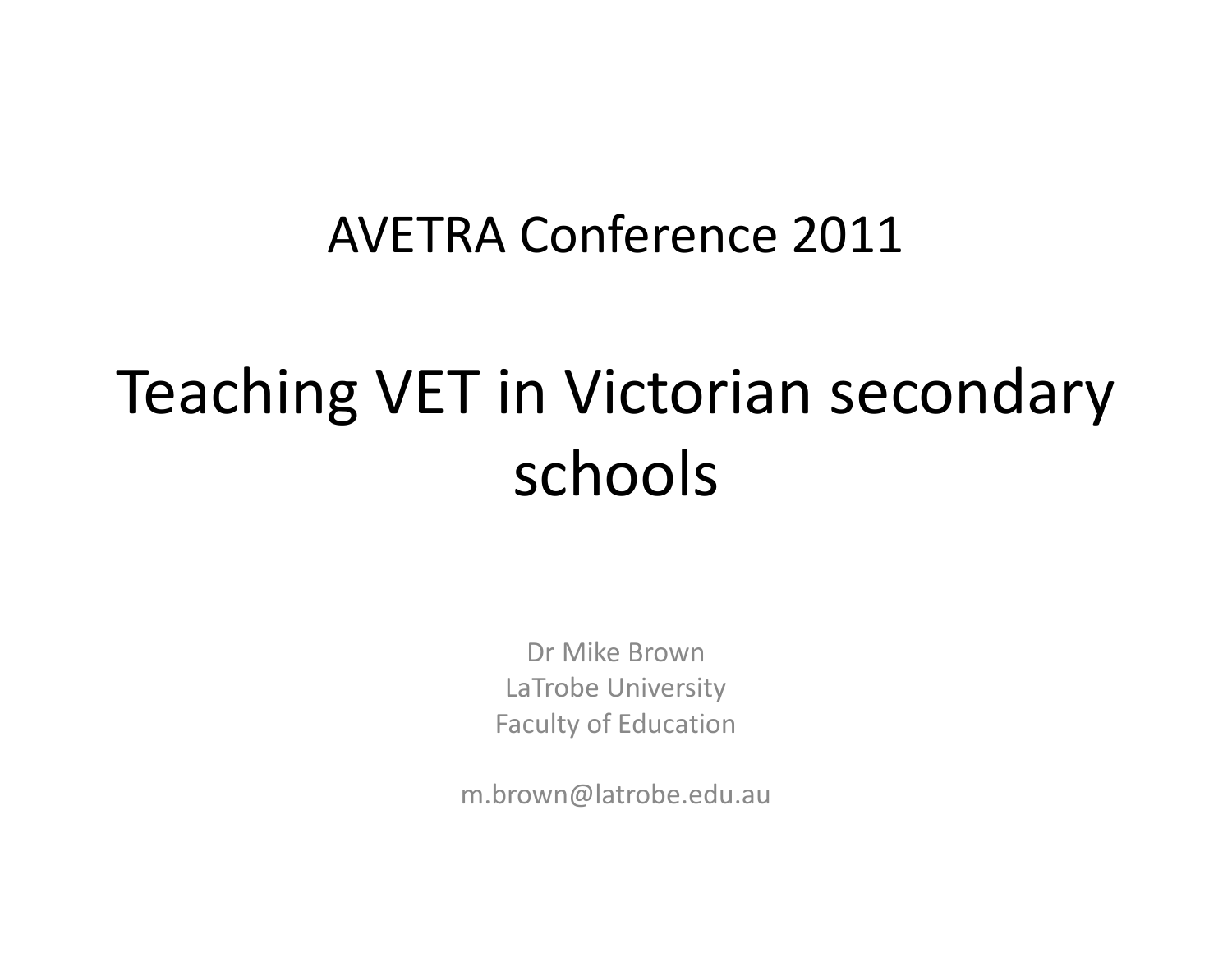AVETRA Conference 2011

# Teaching VET in Victorian secondary schools

Dr Mike Brown
LaTrobe University
Faculty of Education

m.brown@latrobe.edu.au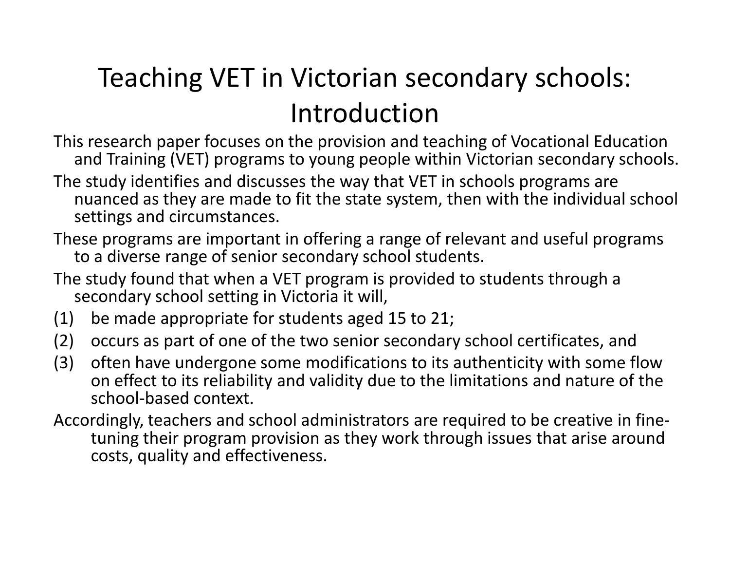# Teaching VET in Victorian secondary schools: Introduction

This research paper focuses on the provision and teaching of Vocational Education and Training (VET) programs to young people within Victorian secondary schools.

The study identifies and discusses the way that VET in schools programs are nuanced as they are made to fit the state system, then with the individual school settings and circumstances.

These programs are important in offering a range of relevant and useful programs to a diverse range of senior secondary school students.

The study found that when a VET program is provided to students through a secondary school setting in Victoria it will,

(1) be made appropriate for students aged 15 to 21;
(2) occurs as part of one of the two senior secondary school certificates, and
(3) often have undergone some modifications to its authenticity with some flow on effect to its reliability and validity due to the limitations and nature of the school-based context.

Accordingly, teachers and school administrators are required to be creative in fine-tuning their program provision as they work through issues that arise around costs, quality and effectiveness.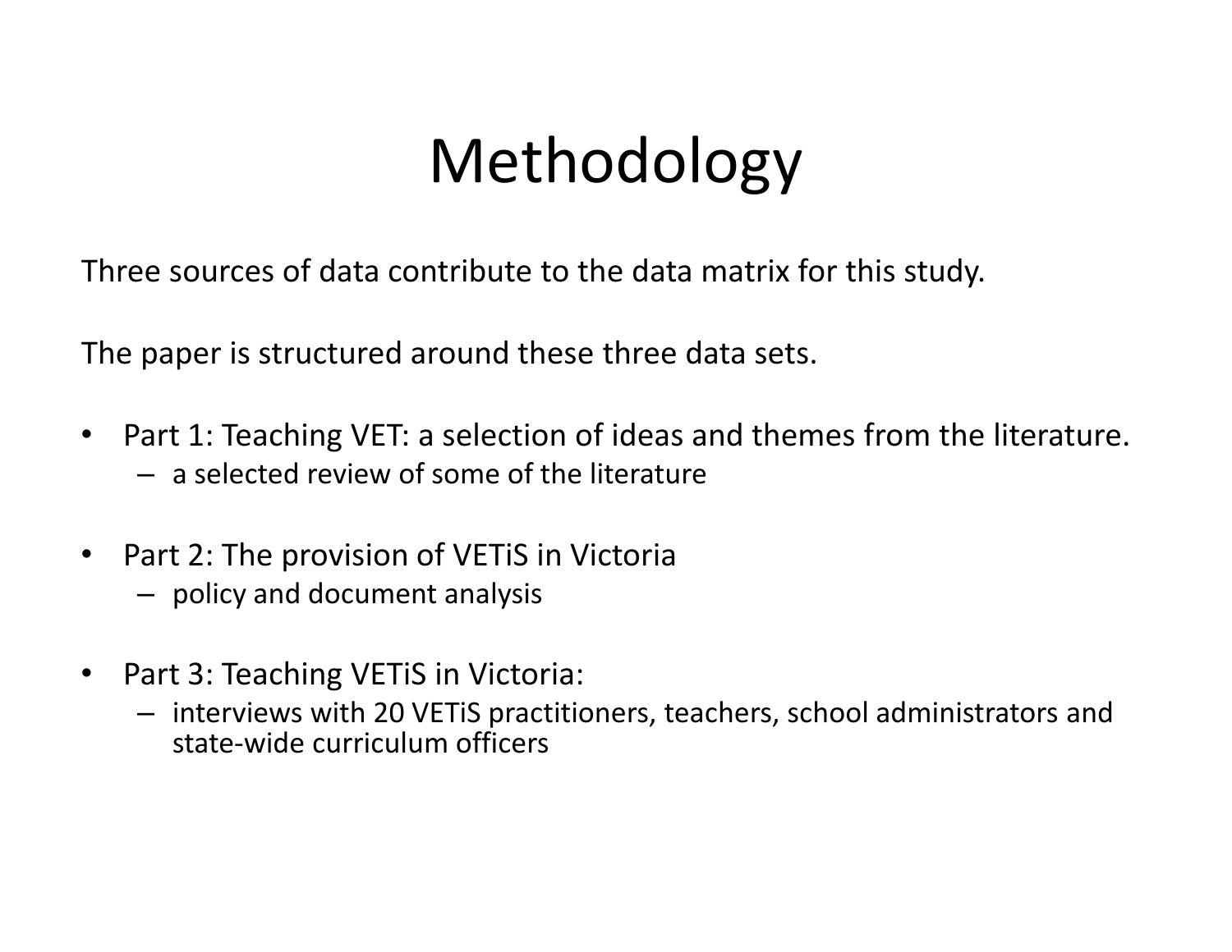# Methodology

Three sources of data contribute to the data matrix for this study.

The paper is structured around these three data sets.

- Part 1: Teaching VET: a selection of ideas and themes from the literature.
  - a selected review of some of the literature
- Part 2: The provision of VETiS in Victoria
  - policy and document analysis
- Part 3: Teaching VETiS in Victoria:
  - interviews with 20 VETiS practitioners, teachers, school administrators and state-wide curriculum officers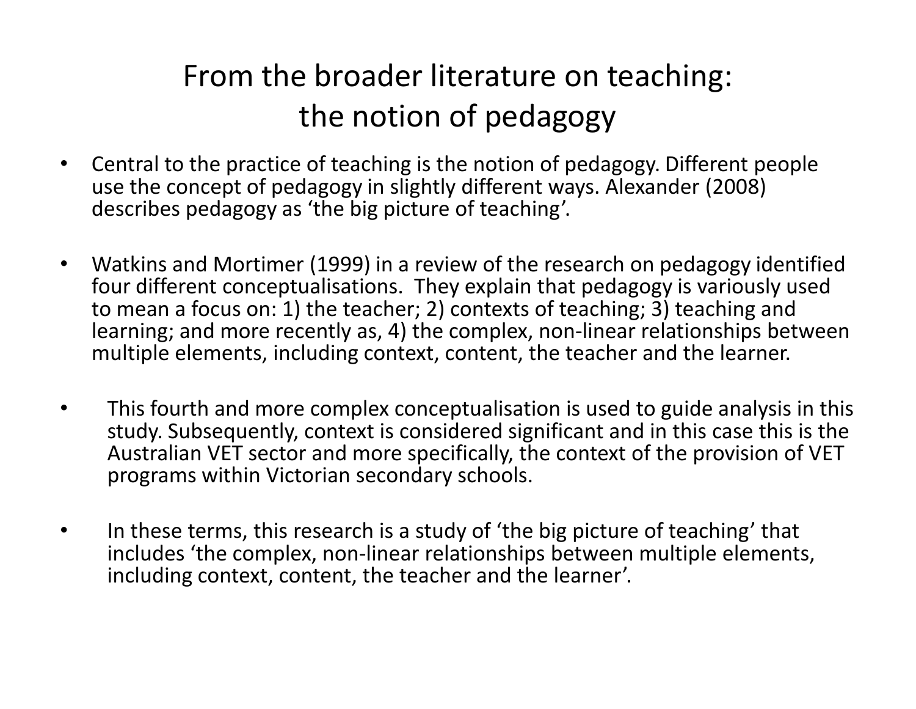# From the broader literature on teaching: the notion of pedagogy

- Central to the practice of teaching is the notion of pedagogy. Different people use the concept of pedagogy in slightly different ways. Alexander (2008) describes pedagogy as 'the big picture of teaching'.

- Watkins and Mortimer (1999) in a review of the research on pedagogy identified four different conceptualisations. They explain that pedagogy is variously used to mean a focus on: 1) the teacher; 2) contexts of teaching; 3) teaching and learning; and more recently as, 4) the complex, non-linear relationships between multiple elements, including context, content, the teacher and the learner.

- This fourth and more complex conceptualisation is used to guide analysis in this study. Subsequently, context is considered significant and in this case this is the Australian VET sector and more specifically, the context of the provision of VET programs within Victorian secondary schools.

- In these terms, this research is a study of 'the big picture of teaching' that includes 'the complex, non-linear relationships between multiple elements, including context, content, the teacher and the learner'.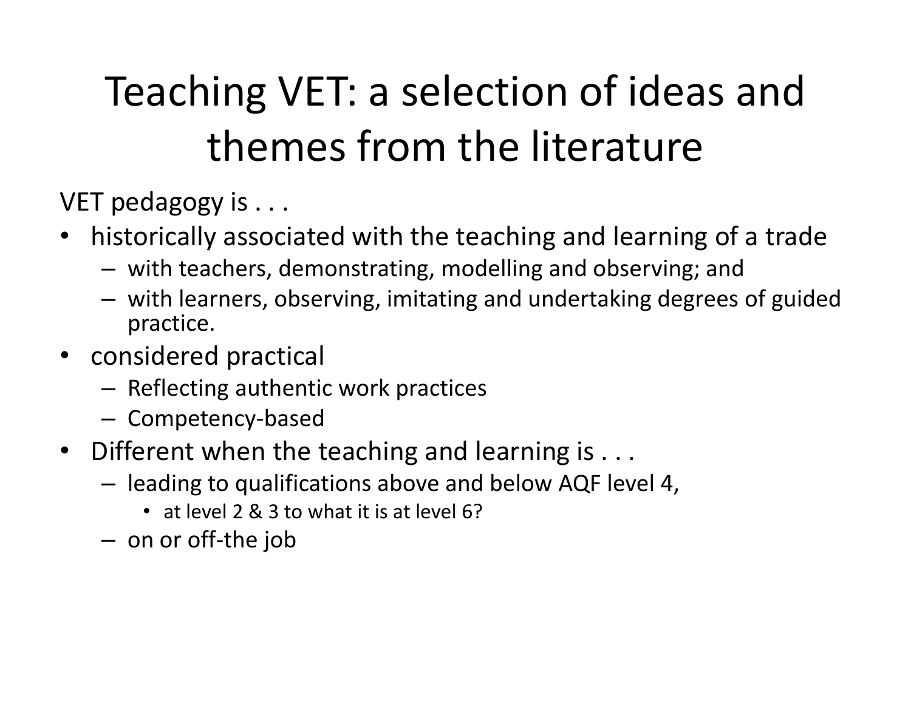# Teaching VET: a selection of ideas and themes from the literature

VET pedagogy is . . .

- historically associated with the teaching and learning of a trade
  - with teachers, demonstrating, modelling and observing; and
  - with learners, observing, imitating and undertaking degrees of guided practice.
- considered practical
  - Reflecting authentic work practices
  - Competency-based
- Different when the teaching and learning is . . .
  - leading to qualifications above and below AQF level 4,
    - at level 2 & 3 to what it is at level 6?
  - on or off-the job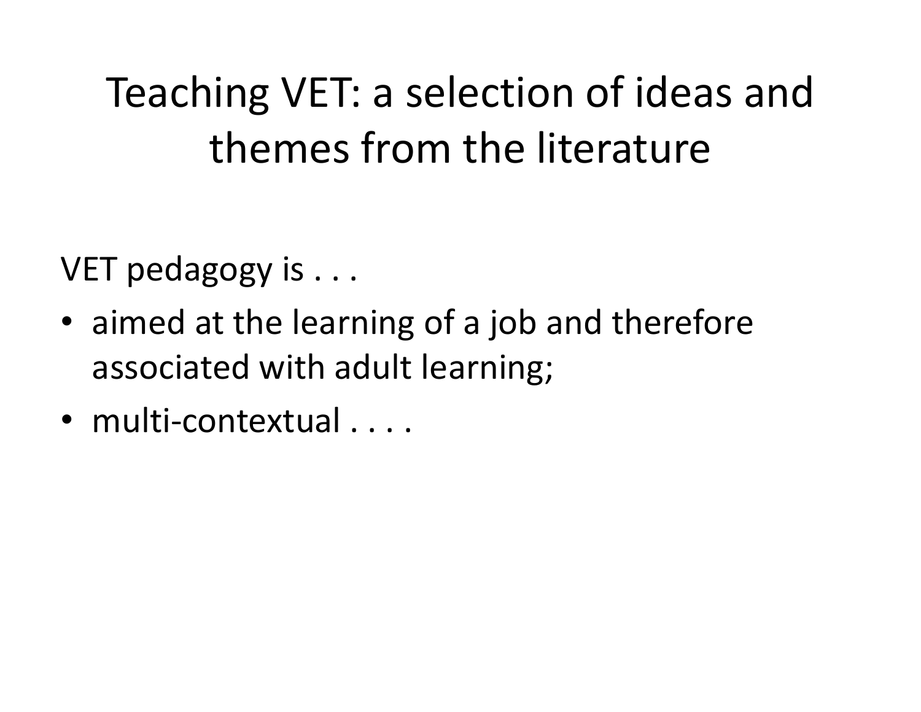# Teaching VET: a selection of ideas and themes from the literature

VET pedagogy is . . .

- aimed at the learning of a job and therefore associated with adult learning;
- multi-contextual . . . .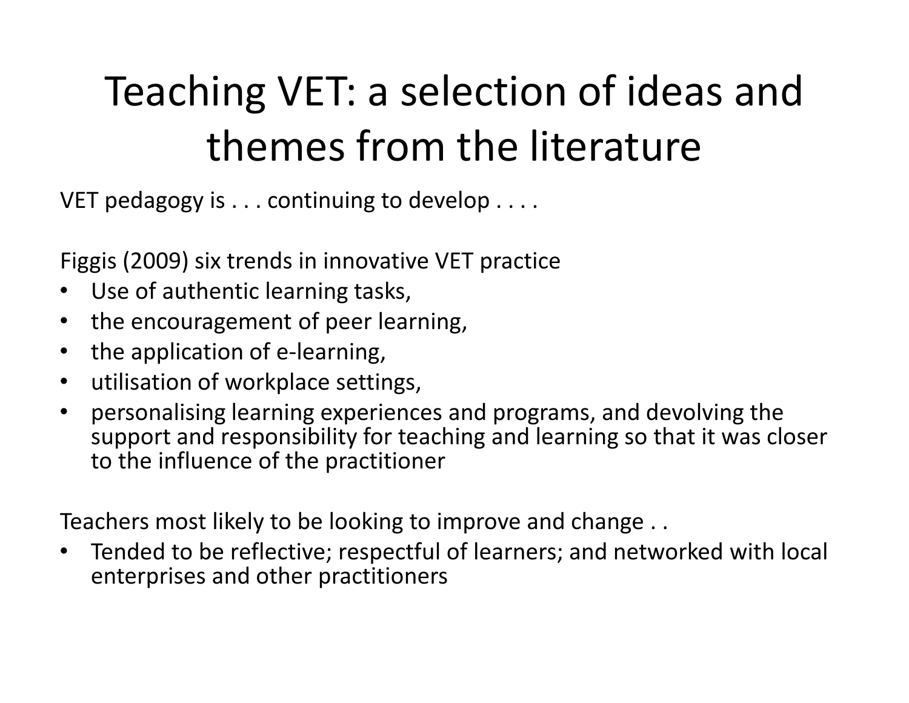# Teaching VET: a selection of ideas and themes from the literature

VET pedagogy is . . . continuing to develop . . . .

Figgis (2009) six trends in innovative VET practice

- Use of authentic learning tasks,
- the encouragement of peer learning,
- the application of e-learning,
- utilisation of workplace settings,
- personalising learning experiences and programs, and devolving the support and responsibility for teaching and learning so that it was closer to the influence of the practitioner

Teachers most likely to be looking to improve and change . .

- Tended to be reflective; respectful of learners; and networked with local enterprises and other practitioners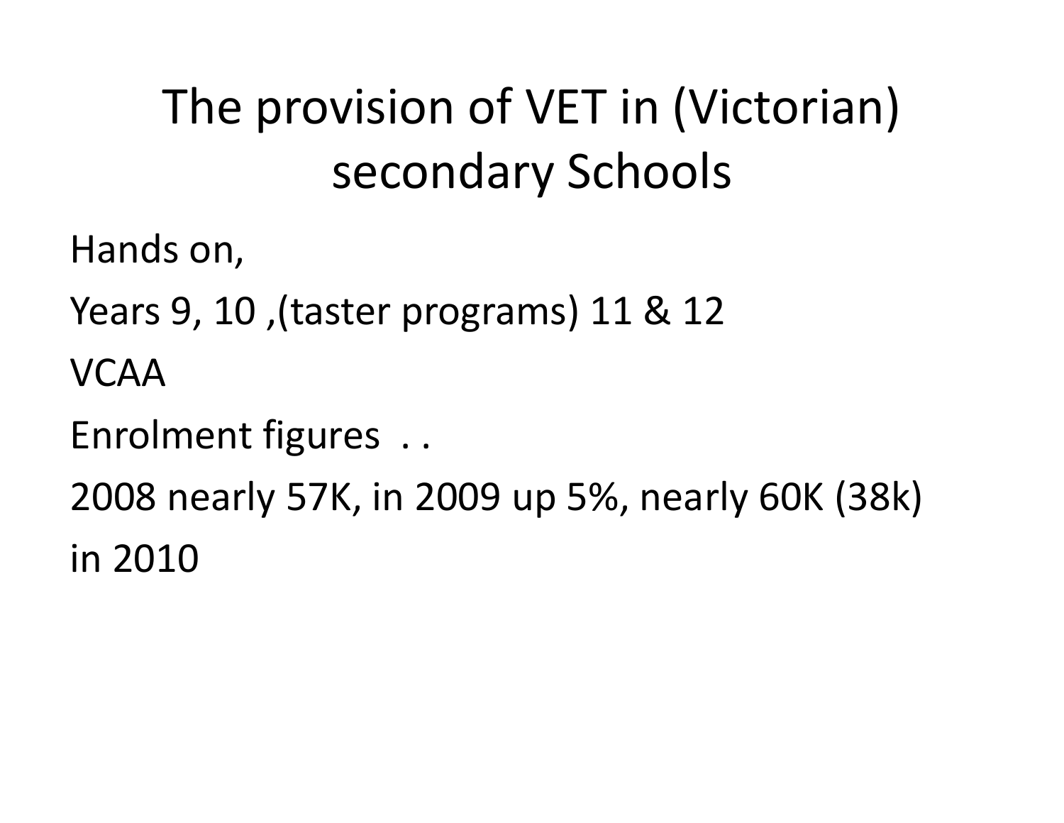# The provision of VET in (Victorian) secondary Schools

Hands on,

Years 9, 10 ,(taster programs) 11 & 12

VCAA

Enrolment figures . .

2008 nearly 57K, in 2009 up 5%, nearly 60K (38k) in 2010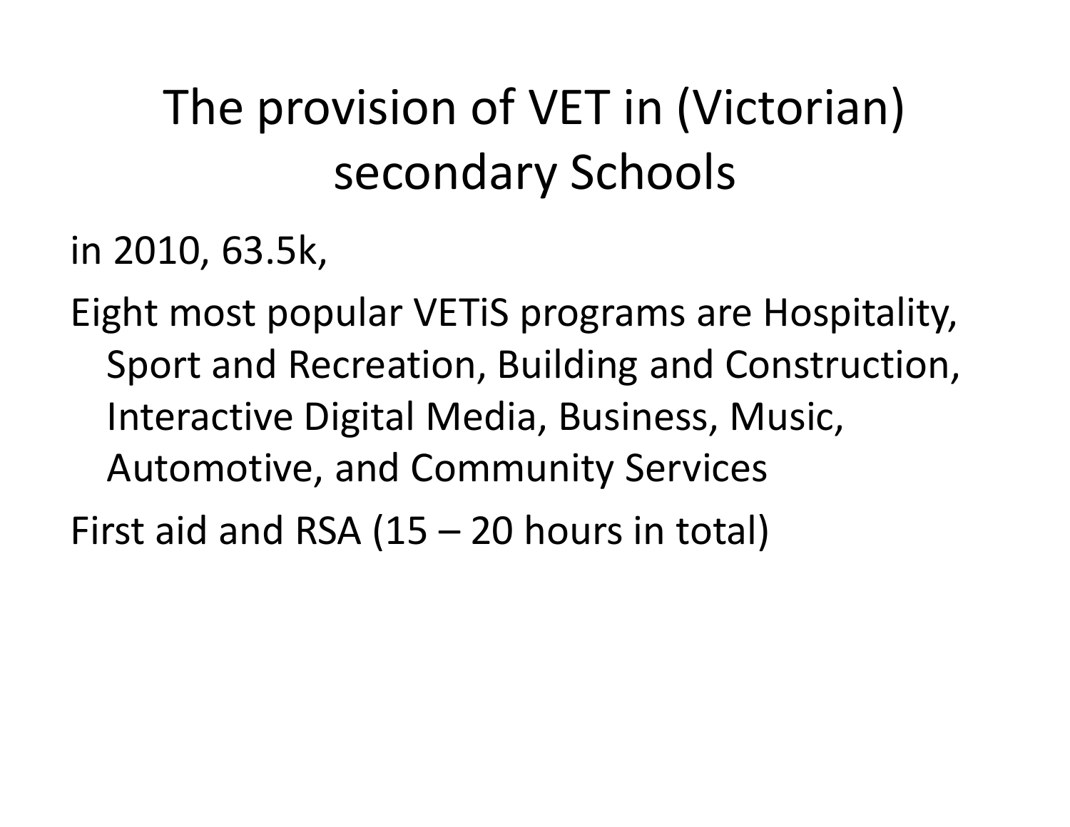# The provision of VET in (Victorian) secondary Schools

in 2010, 63.5k,

Eight most popular VETiS programs are Hospitality, Sport and Recreation, Building and Construction, Interactive Digital Media, Business, Music, Automotive, and Community Services

First aid and RSA (15 – 20 hours in total)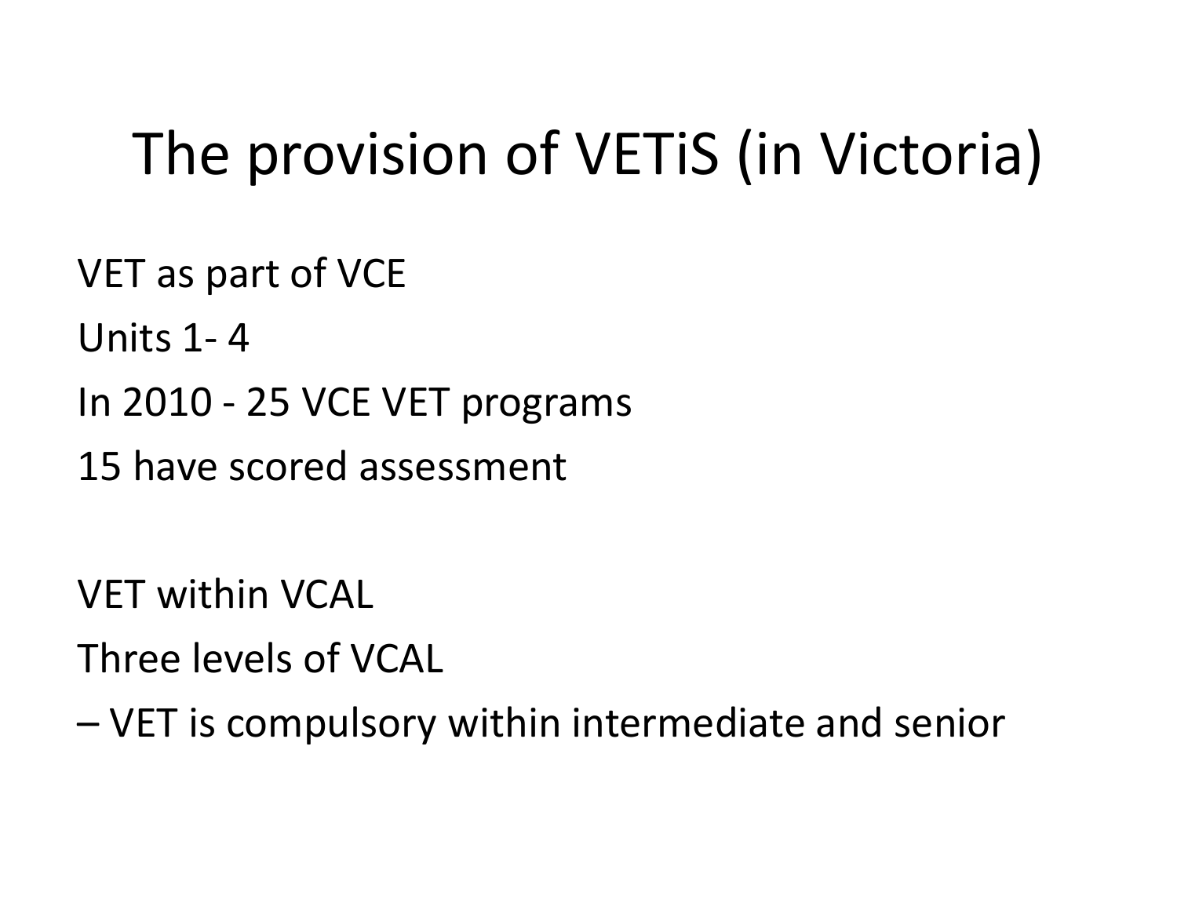# The provision of VETiS (in Victoria)

VET as part of VCE

Units 1- 4

In 2010 - 25 VCE VET programs

15 have scored assessment

VET within VCAL

Three levels of VCAL

– VET is compulsory within intermediate and senior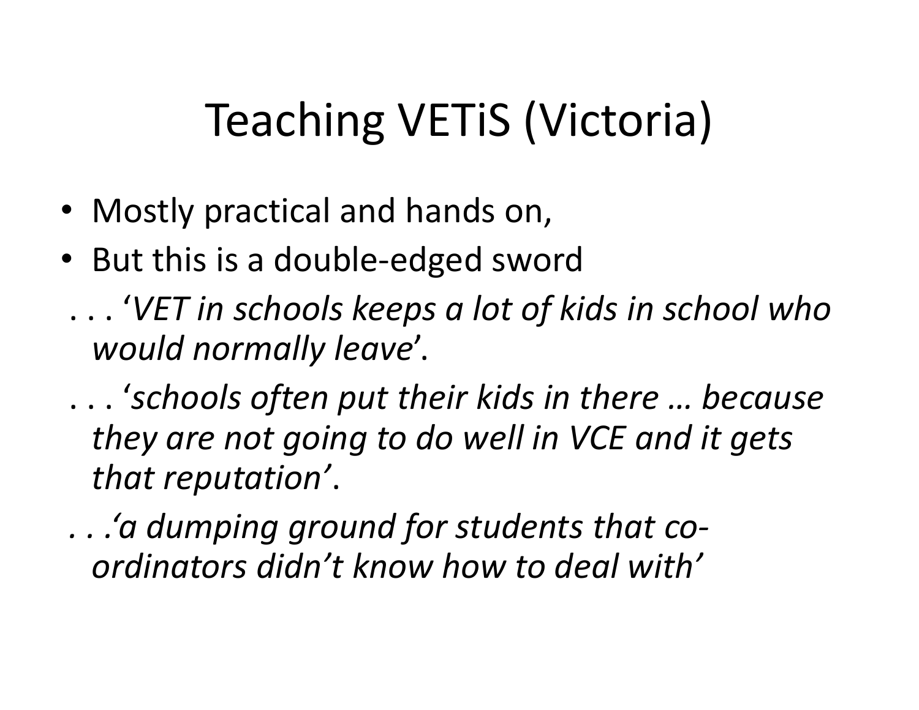# Teaching VETiS (Victoria)

- Mostly practical and hands on,
- But this is a double-edged sword

. . . '*VET in schools keeps a lot of kids in school who would normally leave*'.

. . . '*schools often put their kids in there … because they are not going to do well in VCE and it gets that reputation'*.

*. . .'a dumping ground for students that co-ordinators didn't know how to deal with'*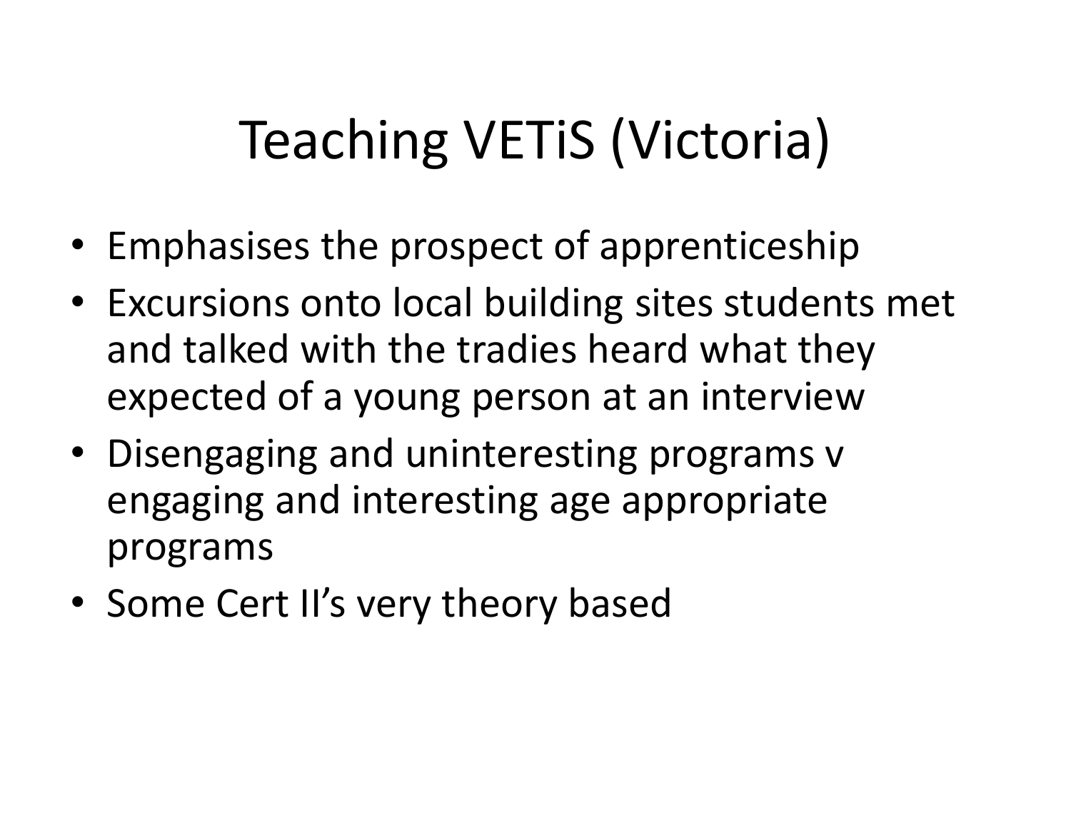# Teaching VETiS (Victoria)

- Emphasises the prospect of apprenticeship
- Excursions onto local building sites students met and talked with the tradies heard what they expected of a young person at an interview
- Disengaging and uninteresting programs v engaging and interesting age appropriate programs
- Some Cert II's very theory based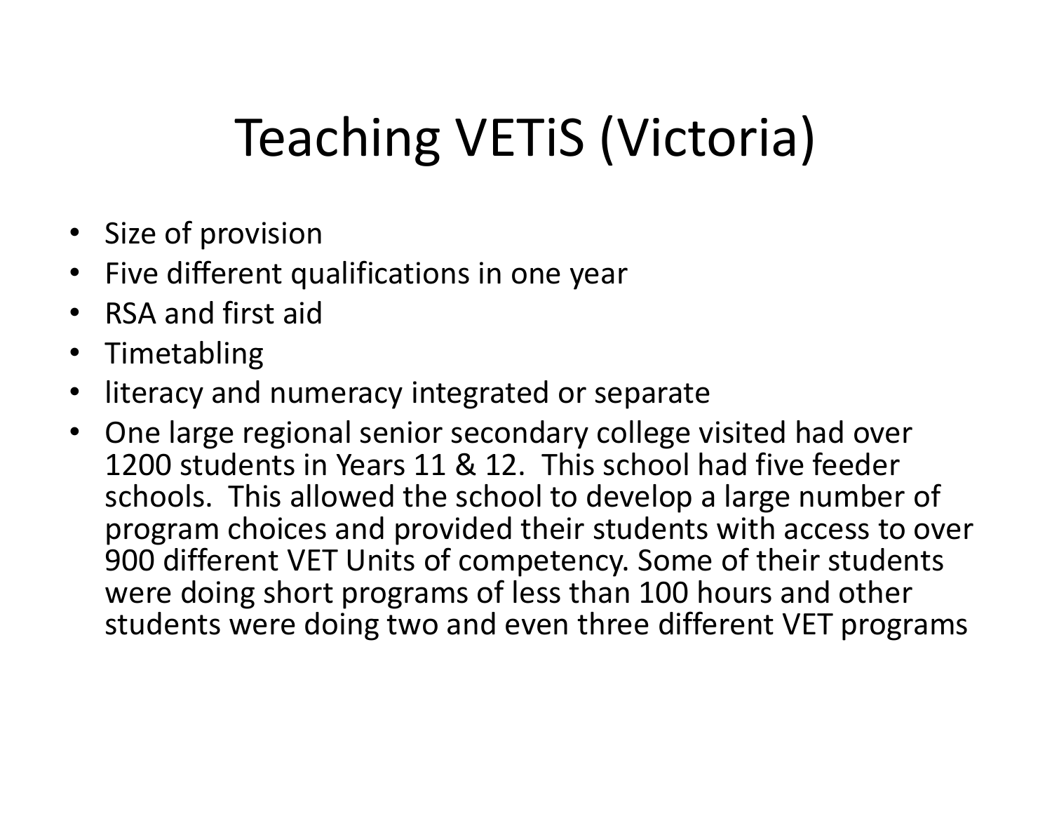# Teaching VETiS (Victoria)

- Size of provision
- Five different qualifications in one year
- RSA and first aid
- Timetabling
- literacy and numeracy integrated or separate
- One large regional senior secondary college visited had over 1200 students in Years 11 & 12. This school had five feeder schools. This allowed the school to develop a large number of program choices and provided their students with access to over 900 different VET Units of competency. Some of their students were doing short programs of less than 100 hours and other students were doing two and even three different VET programs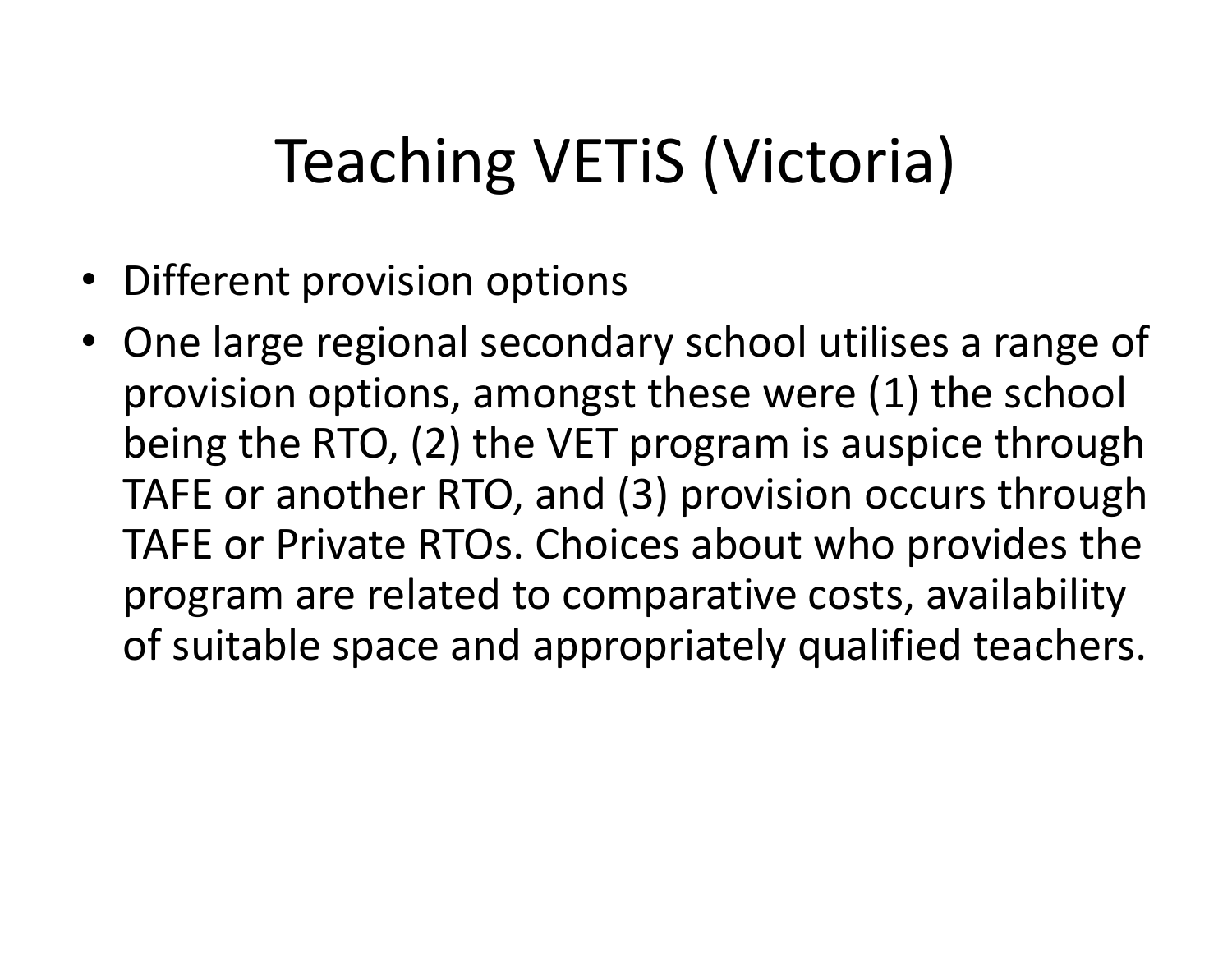# Teaching VETiS (Victoria)

- Different provision options
- One large regional secondary school utilises a range of provision options, amongst these were (1) the school being the RTO, (2) the VET program is auspice through TAFE or another RTO, and (3) provision occurs through TAFE or Private RTOs. Choices about who provides the program are related to comparative costs, availability of suitable space and appropriately qualified teachers.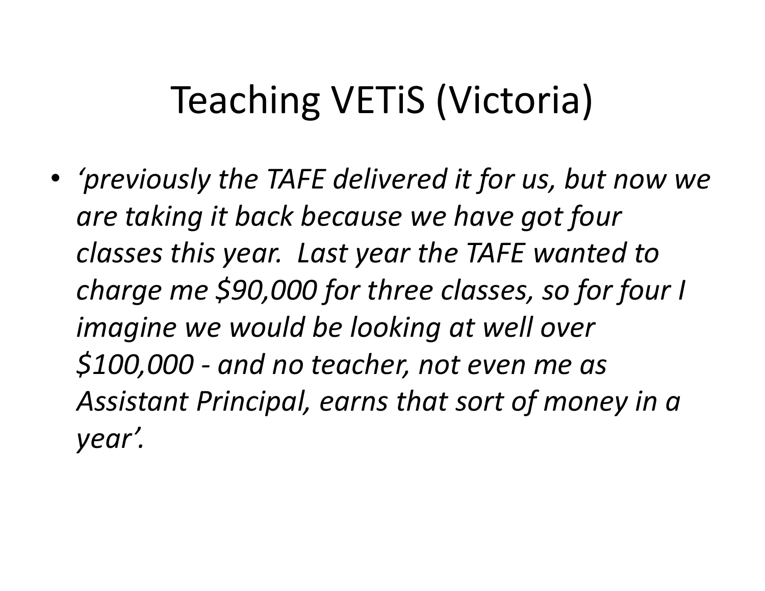# Teaching VETiS (Victoria)

- *‘previously the TAFE delivered it for us, but now we are taking it back because we have got four classes this year.  Last year the TAFE wanted to charge me $90,000 for three classes, so for four I imagine we would be looking at well over $100,000 - and no teacher, not even me as Assistant Principal, earns that sort of money in a year’.*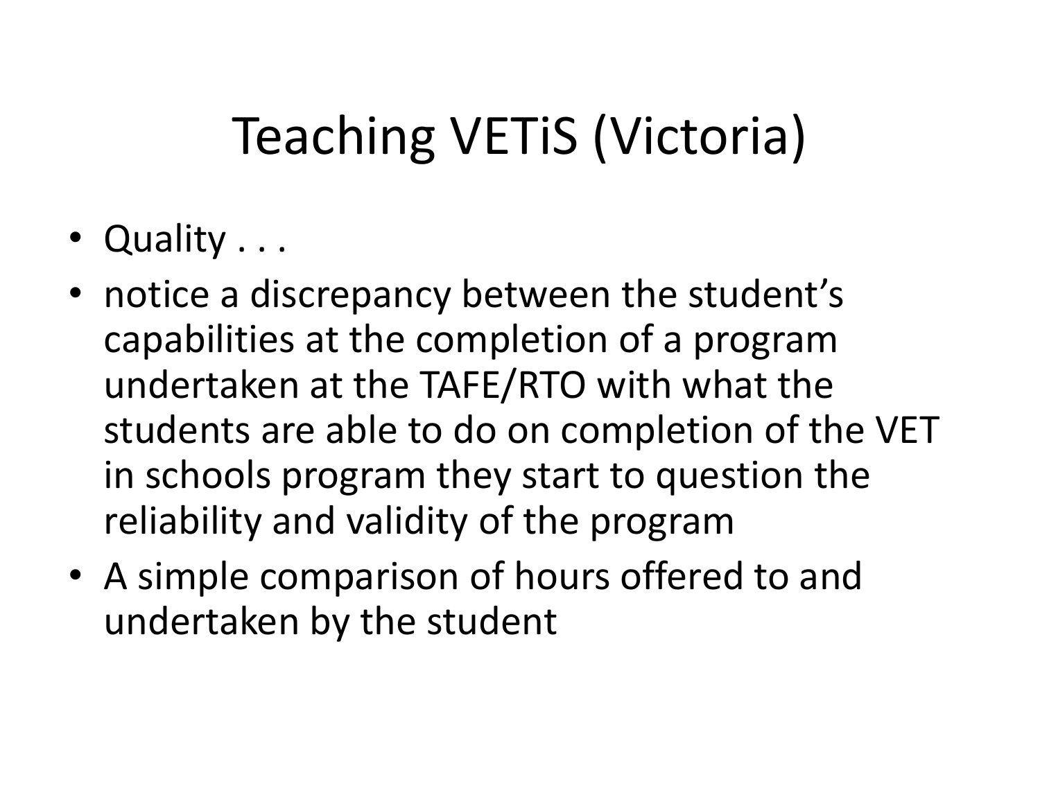# Teaching VETiS (Victoria)

- Quality . . .
- notice a discrepancy between the student's capabilities at the completion of a program undertaken at the TAFE/RTO with what the students are able to do on completion of the VET in schools program they start to question the reliability and validity of the program
- A simple comparison of hours offered to and undertaken by the student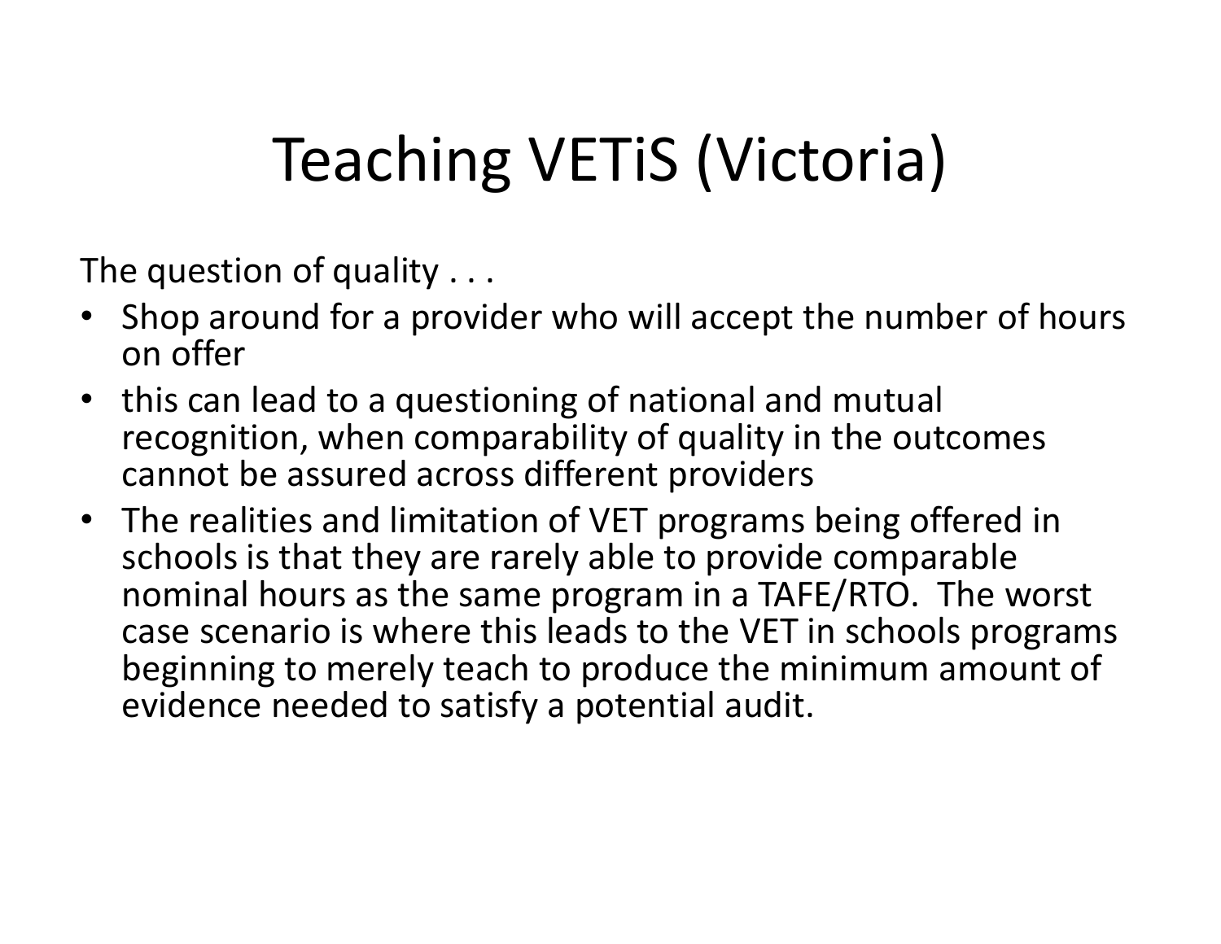# Teaching VETiS (Victoria)

The question of quality . . .

- Shop around for a provider who will accept the number of hours on offer
- this can lead to a questioning of national and mutual recognition, when comparability of quality in the outcomes cannot be assured across different providers
- The realities and limitation of VET programs being offered in schools is that they are rarely able to provide comparable nominal hours as the same program in a TAFE/RTO. The worst case scenario is where this leads to the VET in schools programs beginning to merely teach to produce the minimum amount of evidence needed to satisfy a potential audit.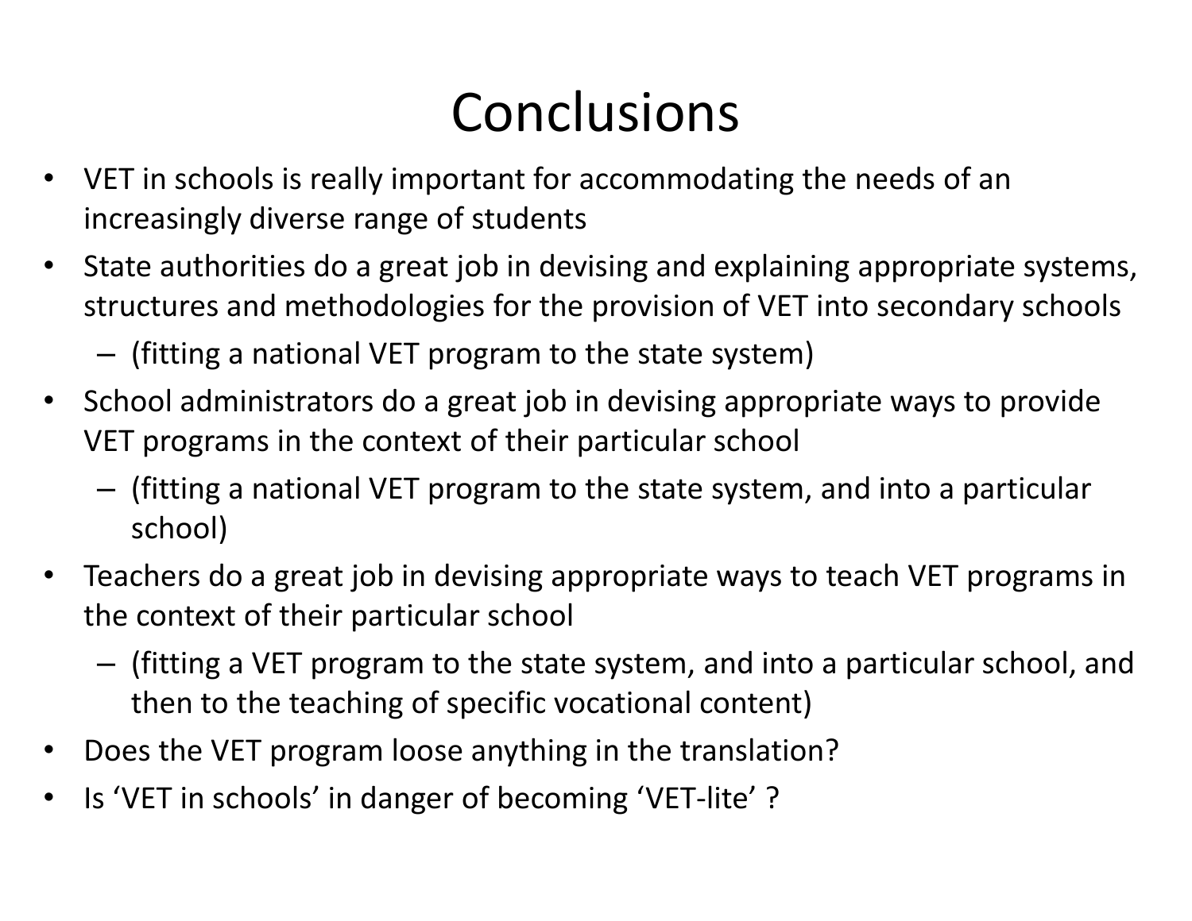# Conclusions

- VET in schools is really important for accommodating the needs of an increasingly diverse range of students
- State authorities do a great job in devising and explaining appropriate systems, structures and methodologies for the provision of VET into secondary schools
  - (fitting a national VET program to the state system)
- School administrators do a great job in devising appropriate ways to provide VET programs in the context of their particular school
  - (fitting a national VET program to the state system, and into a particular school)
- Teachers do a great job in devising appropriate ways to teach VET programs in the context of their particular school
  - (fitting a VET program to the state system, and into a particular school, and then to the teaching of specific vocational content)
- Does the VET program loose anything in the translation?
- Is 'VET in schools' in danger of becoming 'VET-lite' ?